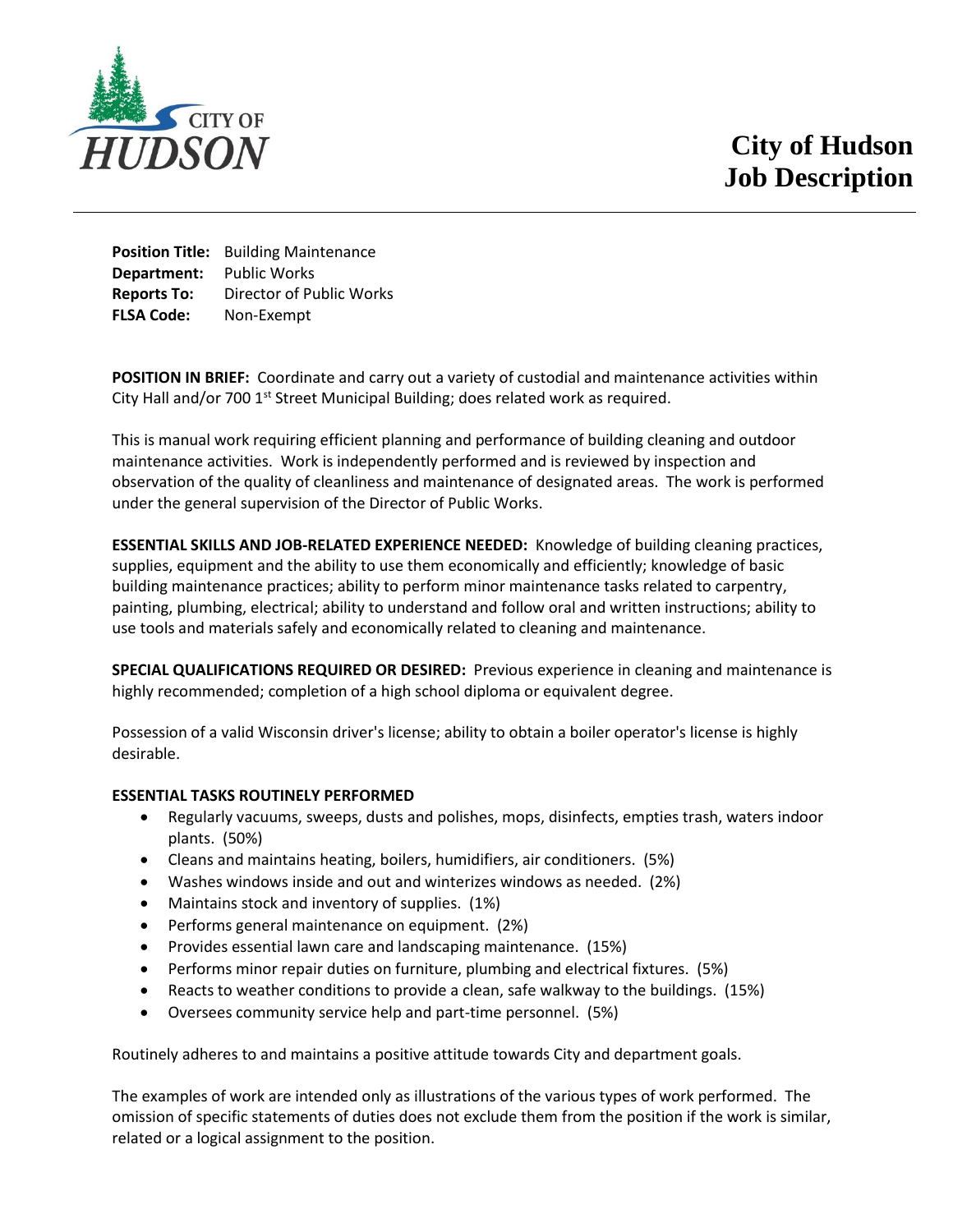# City of Hudson Job Description

**Position Title:** Building Maintenance
**Department:** Public Works
**Reports To:** Director of Public Works
**FLSA Code:** Non-Exempt

**POSITION IN BRIEF:** Coordinate and carry out a variety of custodial and maintenance activities within City Hall and/or 700 1st Street Municipal Building; does related work as required.

This is manual work requiring efficient planning and performance of building cleaning and outdoor maintenance activities. Work is independently performed and is reviewed by inspection and observation of the quality of cleanliness and maintenance of designated areas. The work is performed under the general supervision of the Director of Public Works.

**ESSENTIAL SKILLS AND JOB-RELATED EXPERIENCE NEEDED:** Knowledge of building cleaning practices, supplies, equipment and the ability to use them economically and efficiently; knowledge of basic building maintenance practices; ability to perform minor maintenance tasks related to carpentry, painting, plumbing, electrical; ability to understand and follow oral and written instructions; ability to use tools and materials safely and economically related to cleaning and maintenance.

**SPECIAL QUALIFICATIONS REQUIRED OR DESIRED:** Previous experience in cleaning and maintenance is highly recommended; completion of a high school diploma or equivalent degree.

Possession of a valid Wisconsin driver's license; ability to obtain a boiler operator's license is highly desirable.

**ESSENTIAL TASKS ROUTINELY PERFORMED**

- Regularly vacuums, sweeps, dusts and polishes, mops, disinfects, empties trash, waters indoor plants. (50%)
- Cleans and maintains heating, boilers, humidifiers, air conditioners. (5%)
- Washes windows inside and out and winterizes windows as needed. (2%)
- Maintains stock and inventory of supplies. (1%)
- Performs general maintenance on equipment. (2%)
- Provides essential lawn care and landscaping maintenance. (15%)
- Performs minor repair duties on furniture, plumbing and electrical fixtures. (5%)
- Reacts to weather conditions to provide a clean, safe walkway to the buildings. (15%)
- Oversees community service help and part-time personnel. (5%)

Routinely adheres to and maintains a positive attitude towards City and department goals.

The examples of work are intended only as illustrations of the various types of work performed. The omission of specific statements of duties does not exclude them from the position if the work is similar, related or a logical assignment to the position.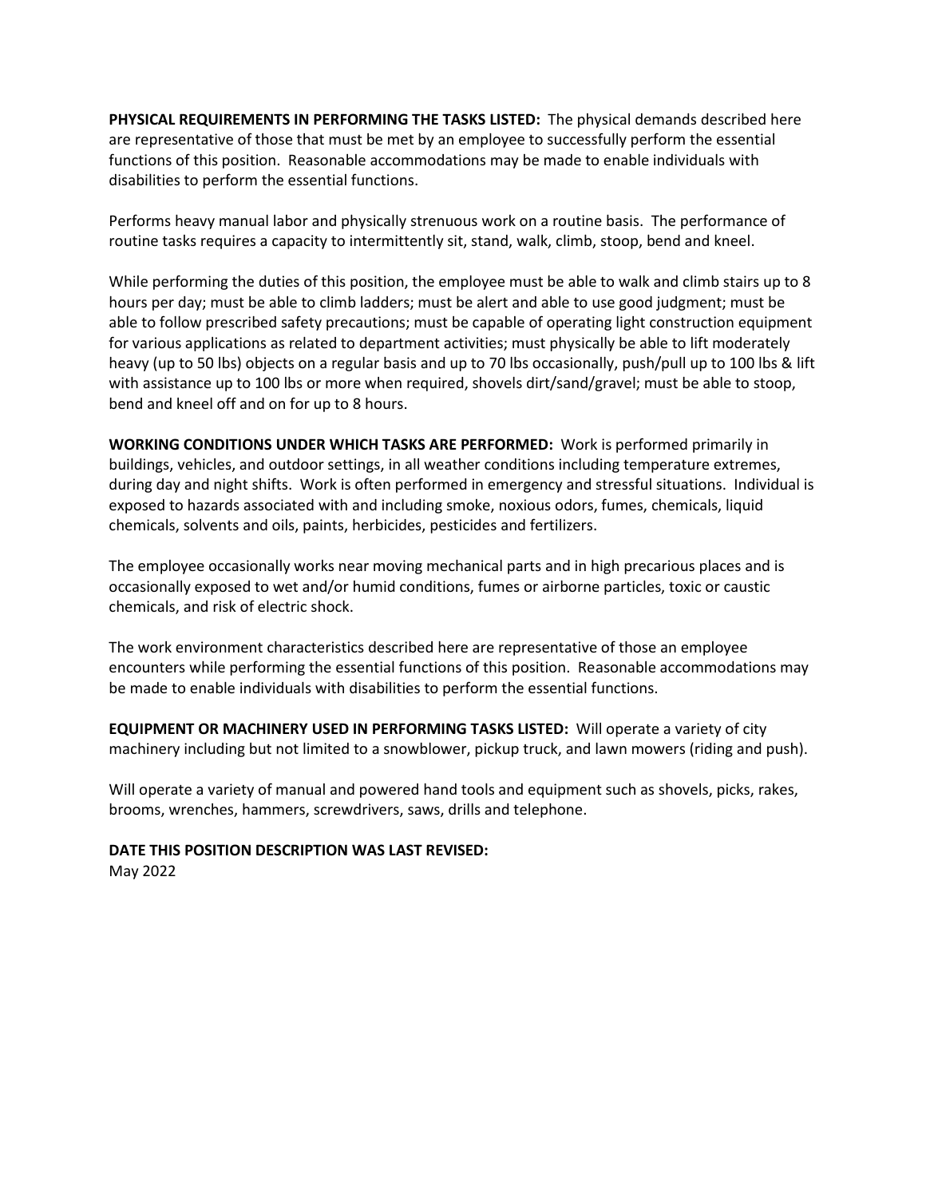**PHYSICAL REQUIREMENTS IN PERFORMING THE TASKS LISTED:** The physical demands described here are representative of those that must be met by an employee to successfully perform the essential functions of this position. Reasonable accommodations may be made to enable individuals with disabilities to perform the essential functions.

Performs heavy manual labor and physically strenuous work on a routine basis. The performance of routine tasks requires a capacity to intermittently sit, stand, walk, climb, stoop, bend and kneel.

While performing the duties of this position, the employee must be able to walk and climb stairs up to 8 hours per day; must be able to climb ladders; must be alert and able to use good judgment; must be able to follow prescribed safety precautions; must be capable of operating light construction equipment for various applications as related to department activities; must physically be able to lift moderately heavy (up to 50 lbs) objects on a regular basis and up to 70 lbs occasionally, push/pull up to 100 lbs & lift with assistance up to 100 lbs or more when required, shovels dirt/sand/gravel; must be able to stoop, bend and kneel off and on for up to 8 hours.

**WORKING CONDITIONS UNDER WHICH TASKS ARE PERFORMED:** Work is performed primarily in buildings, vehicles, and outdoor settings, in all weather conditions including temperature extremes, during day and night shifts. Work is often performed in emergency and stressful situations. Individual is exposed to hazards associated with and including smoke, noxious odors, fumes, chemicals, liquid chemicals, solvents and oils, paints, herbicides, pesticides and fertilizers.

The employee occasionally works near moving mechanical parts and in high precarious places and is occasionally exposed to wet and/or humid conditions, fumes or airborne particles, toxic or caustic chemicals, and risk of electric shock.

The work environment characteristics described here are representative of those an employee encounters while performing the essential functions of this position. Reasonable accommodations may be made to enable individuals with disabilities to perform the essential functions.

**EQUIPMENT OR MACHINERY USED IN PERFORMING TASKS LISTED:** Will operate a variety of city machinery including but not limited to a snowblower, pickup truck, and lawn mowers (riding and push).

Will operate a variety of manual and powered hand tools and equipment such as shovels, picks, rakes, brooms, wrenches, hammers, screwdrivers, saws, drills and telephone.

**DATE THIS POSITION DESCRIPTION WAS LAST REVISED:**
May 2022